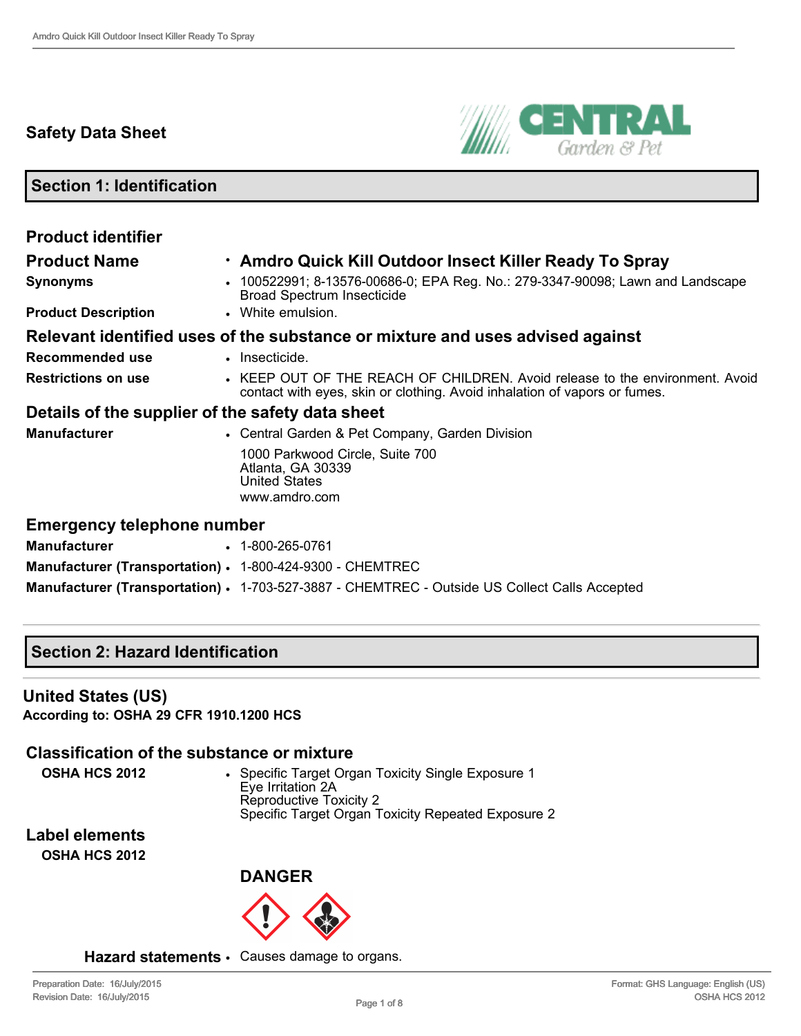## Safety Data Sheet

## Section 1: Identification

### Product identifier

**Product Name**
- **Amdro Quick Kill Outdoor Insect Killer Ready To Spray**

**Synonyms**
- 100522991; 8-13576-00686-0; EPA Reg. No.: 279-3347-90098; Lawn and Landscape Broad Spectrum Insecticide

**Product Description**
- White emulsion.

### Relevant identified uses of the substance or mixture and uses advised against

**Recommended use**
- Insecticide.

**Restrictions on use**
- KEEP OUT OF THE REACH OF CHILDREN. Avoid release to the environment. Avoid contact with eyes, skin or clothing. Avoid inhalation of vapors or fumes.

### Details of the supplier of the safety data sheet

**Manufacturer**
- Central Garden & Pet Company, Garden Division

  1000 Parkwood Circle, Suite 700
  Atlanta, GA 30339
  United States
  www.amdro.com

### Emergency telephone number

**Manufacturer**
- 1-800-265-0761

**Manufacturer (Transportation)**
- 1-800-424-9300 - CHEMTREC

**Manufacturer (Transportation)**
- 1-703-527-3887 - CHEMTREC - Outside US Collect Calls Accepted

## Section 2: Hazard Identification

### United States (US)

**According to: OSHA 29 CFR 1910.1200 HCS**

### Classification of the substance or mixture

**OSHA HCS 2012**
- Specific Target Organ Toxicity Single Exposure 1
  Eye Irritation 2A
  Reproductive Toxicity 2
  Specific Target Organ Toxicity Repeated Exposure 2

### Label elements

**OSHA HCS 2012**

**DANGER**

**Hazard statements**
- Causes damage to organs.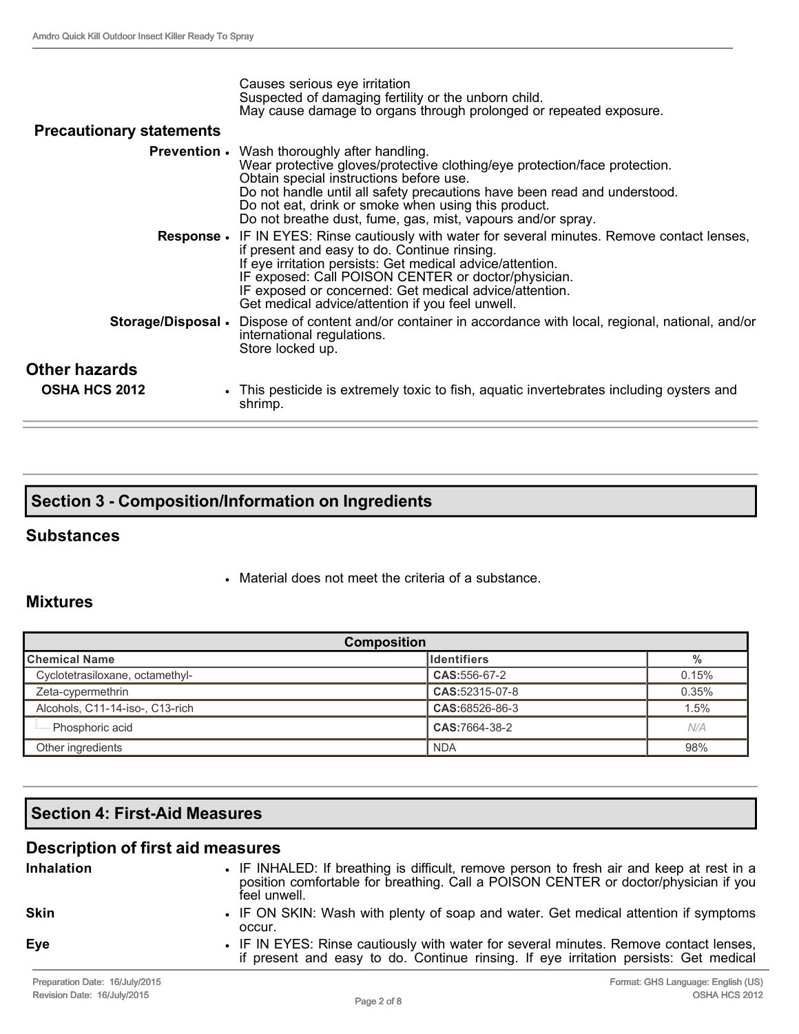Causes serious eye irritation
Suspected of damaging fertility or the unborn child.
May cause damage to organs through prolonged or repeated exposure.

### Precautionary statements

**Prevention** • Wash thoroughly after handling.
Wear protective gloves/protective clothing/eye protection/face protection.
Obtain special instructions before use.
Do not handle until all safety precautions have been read and understood.
Do not eat, drink or smoke when using this product.
Do not breathe dust, fume, gas, mist, vapours and/or spray.

**Response** • IF IN EYES: Rinse cautiously with water for several minutes. Remove contact lenses, if present and easy to do. Continue rinsing.
If eye irritation persists: Get medical advice/attention.
IF exposed: Call POISON CENTER or doctor/physician.
IF exposed or concerned: Get medical advice/attention.
Get medical advice/attention if you feel unwell.

**Storage/Disposal** • Dispose of content and/or container in accordance with local, regional, national, and/or international regulations.
Store locked up.

## Other hazards

**OSHA HCS 2012** • This pesticide is extremely toxic to fish, aquatic invertebrates including oysters and shrimp.

## Section 3 - Composition/Information on Ingredients

### Substances

- Material does not meet the criteria of a substance.

### Mixtures

| Composition | | |
|---|---|---|
| **Chemical Name** | **Identifiers** | **%** |
| Cyclotetrasiloxane, octamethyl- | **CAS:**556-67-2 | 0.15% |
| Zeta-cypermethrin | **CAS:**52315-07-8 | 0.35% |
| Alcohols, C11-14-iso-, C13-rich | **CAS:**68526-86-3 | 1.5% |
| Phosphoric acid | **CAS:**7664-38-2 | *N/A* |
| Other ingredients | NDA | 98% |

## Section 4: First-Aid Measures

### Description of first aid measures

**Inhalation** • IF INHALED: If breathing is difficult, remove person to fresh air and keep at rest in a position comfortable for breathing. Call a POISON CENTER or doctor/physician if you feel unwell.

**Skin** • IF ON SKIN: Wash with plenty of soap and water. Get medical attention if symptoms occur.

**Eye** • IF IN EYES: Rinse cautiously with water for several minutes. Remove contact lenses, if present and easy to do. Continue rinsing. If eye irritation persists: Get medical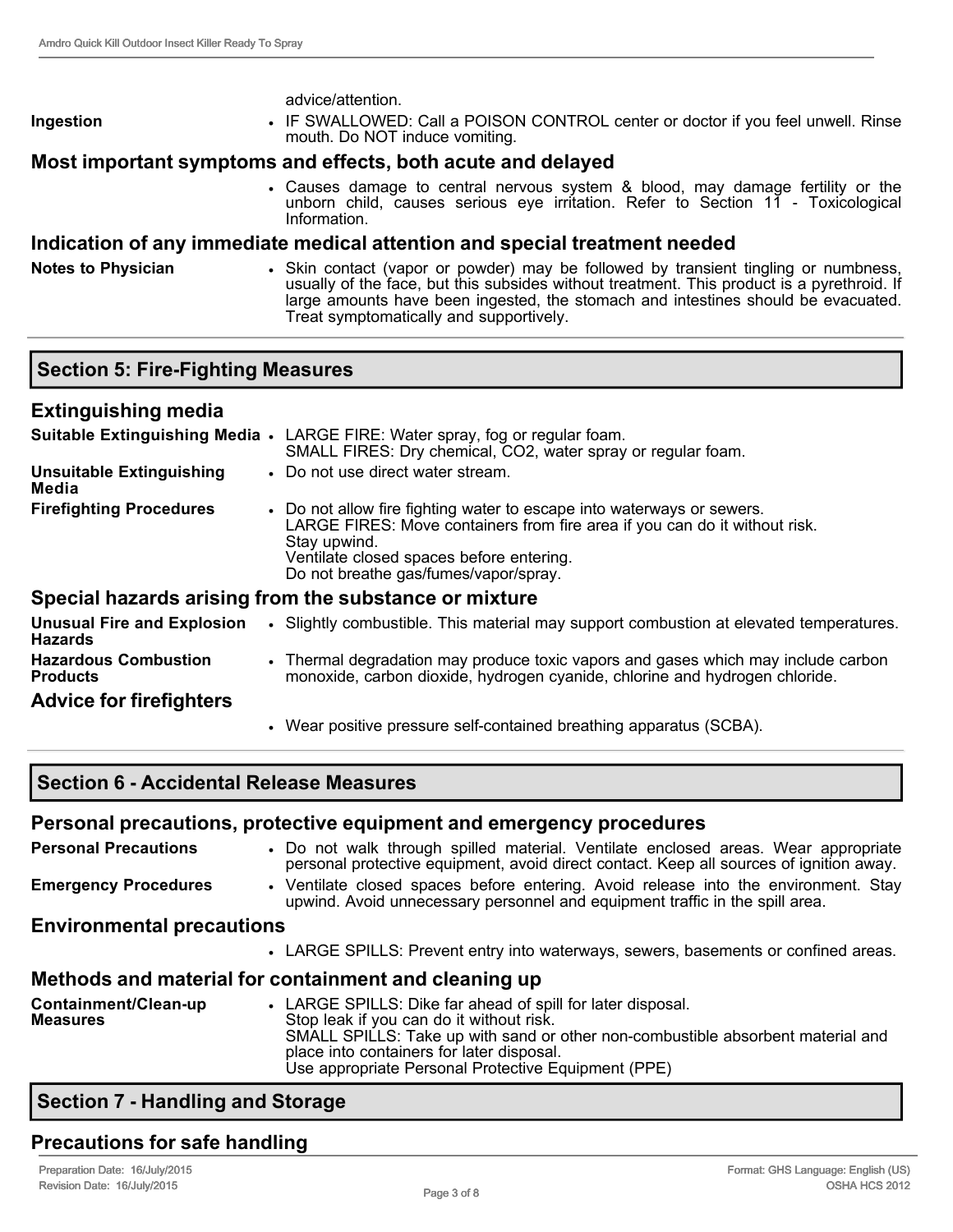advice/attention.

**Ingestion**

- IF SWALLOWED: Call a POISON CONTROL center or doctor if you feel unwell. Rinse mouth. Do NOT induce vomiting.

### Most important symptoms and effects, both acute and delayed

- Causes damage to central nervous system & blood, may damage fertility or the unborn child, causes serious eye irritation. Refer to Section 11 - Toxicological Information.

### Indication of any immediate medical attention and special treatment needed

**Notes to Physician**

- Skin contact (vapor or powder) may be followed by transient tingling or numbness, usually of the face, but this subsides without treatment. This product is a pyrethroid. If large amounts have been ingested, the stomach and intestines should be evacuated. Treat symptomatically and supportively.

## Section 5: Fire-Fighting Measures

### Extinguishing media

**Suitable Extinguishing Media**

- LARGE FIRE: Water spray, fog or regular foam.
  SMALL FIRES: Dry chemical, $CO_2$, water spray or regular foam.

**Unsuitable Extinguishing Media**

- Do not use direct water stream.

**Firefighting Procedures**

- Do not allow fire fighting water to escape into waterways or sewers.
  LARGE FIRES: Move containers from fire area if you can do it without risk.
  Stay upwind.
  Ventilate closed spaces before entering.
  Do not breathe gas/fumes/vapor/spray.

### Special hazards arising from the substance or mixture

**Unusual Fire and Explosion Hazards**

- Slightly combustible. This material may support combustion at elevated temperatures.

**Hazardous Combustion Products**

- Thermal degradation may produce toxic vapors and gases which may include carbon monoxide, carbon dioxide, hydrogen cyanide, chlorine and hydrogen chloride.

### Advice for firefighters

- Wear positive pressure self-contained breathing apparatus (SCBA).

## Section 6 - Accidental Release Measures

### Personal precautions, protective equipment and emergency procedures

**Personal Precautions**

- Do not walk through spilled material. Ventilate enclosed areas. Wear appropriate personal protective equipment, avoid direct contact. Keep all sources of ignition away.

**Emergency Procedures**

- Ventilate closed spaces before entering. Avoid release into the environment. Stay upwind. Avoid unnecessary personnel and equipment traffic in the spill area.

### Environmental precautions

- LARGE SPILLS: Prevent entry into waterways, sewers, basements or confined areas.

### Methods and material for containment and cleaning up

**Containment/Clean-up Measures**

- LARGE SPILLS: Dike far ahead of spill for later disposal.
  Stop leak if you can do it without risk.
  SMALL SPILLS: Take up with sand or other non-combustible absorbent material and place into containers for later disposal.
  Use appropriate Personal Protective Equipment (PPE)

## Section 7 - Handling and Storage

### Precautions for safe handling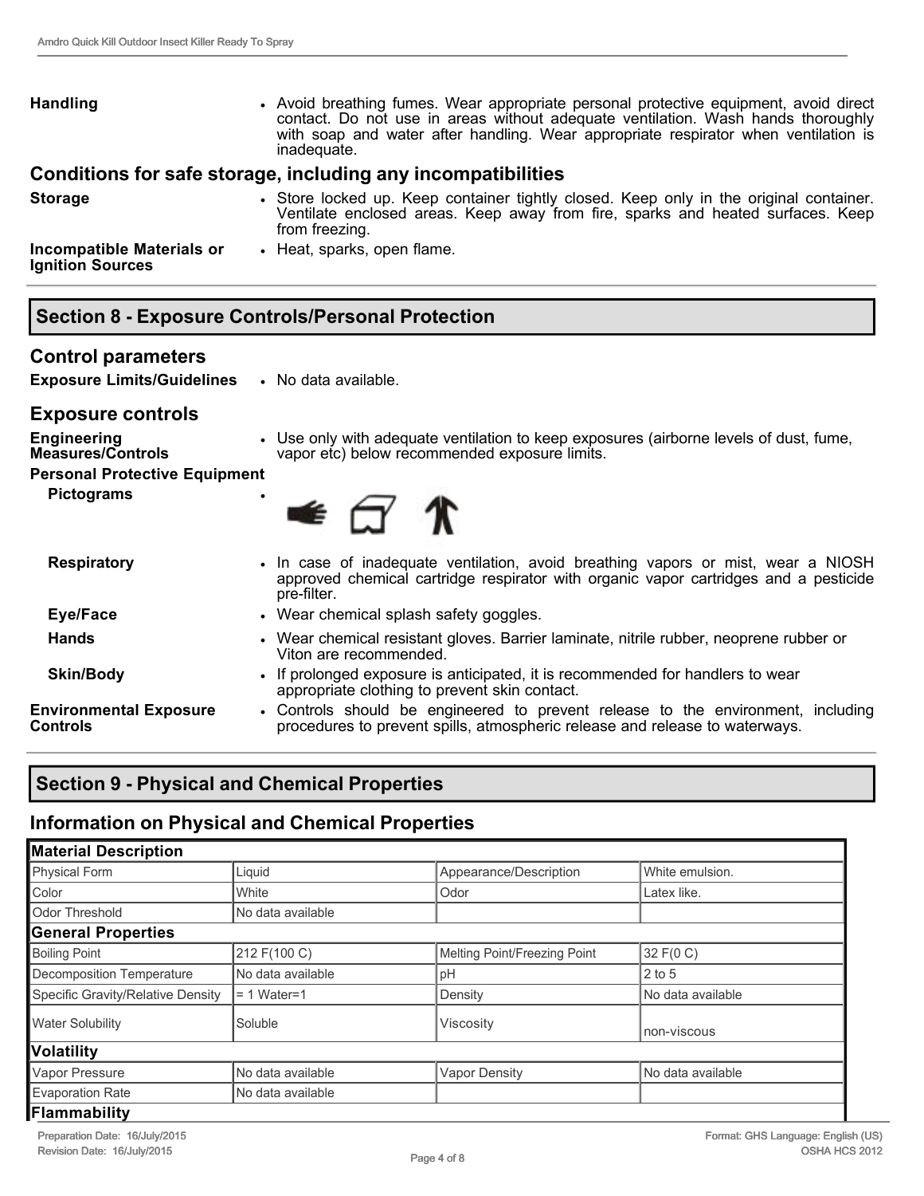**Handling**

- Avoid breathing fumes. Wear appropriate personal protective equipment, avoid direct contact. Do not use in areas without adequate ventilation. Wash hands thoroughly with soap and water after handling. Wear appropriate respirator when ventilation is inadequate.

## Conditions for safe storage, including any incompatibilities

**Storage**

- Store locked up. Keep container tightly closed. Keep only in the original container. Ventilate enclosed areas. Keep away from fire, sparks and heated surfaces. Keep from freezing.

**Incompatible Materials or Ignition Sources**

- Heat, sparks, open flame.

# Section 8 - Exposure Controls/Personal Protection

## Control parameters

**Exposure Limits/Guidelines**

- No data available.

## Exposure controls

**Engineering Measures/Controls**

- Use only with adequate ventilation to keep exposures (airborne levels of dust, fume, vapor etc) below recommended exposure limits.

**Personal Protective Equipment**

**Pictograms**

- 

**Respiratory**

- In case of inadequate ventilation, avoid breathing vapors or mist, wear a NIOSH approved chemical cartridge respirator with organic vapor cartridges and a pesticide pre-filter.

**Eye/Face**

- Wear chemical splash safety goggles.

**Hands**

- Wear chemical resistant gloves. Barrier laminate, nitrile rubber, neoprene rubber or Viton are recommended.

**Skin/Body**

- If prolonged exposure is anticipated, it is recommended for handlers to wear appropriate clothing to prevent skin contact.

**Environmental Exposure Controls**

- Controls should be engineered to prevent release to the environment, including procedures to prevent spills, atmospheric release and release to waterways.

# Section 9 - Physical and Chemical Properties

## Information on Physical and Chemical Properties

| **Material Description** | | | |
|---|---|---|---|
| Physical Form | Liquid | Appearance/Description | White emulsion. |
| Color | White | Odor | Latex like. |
| Odor Threshold | No data available | | |
| **General Properties** | | | |
| Boiling Point | 212 F(100 C) | Melting Point/Freezing Point | 32 F(0 C) |
| Decomposition Temperature | No data available | pH | 2 to 5 |
| Specific Gravity/Relative Density | = 1 Water=1 | Density | No data available |
| Water Solubility | Soluble | Viscosity | non-viscous |
| **Volatility** | | | |
| Vapor Pressure | No data available | Vapor Density | No data available |
| Evaporation Rate | No data available | | |
| **Flammability** | | | |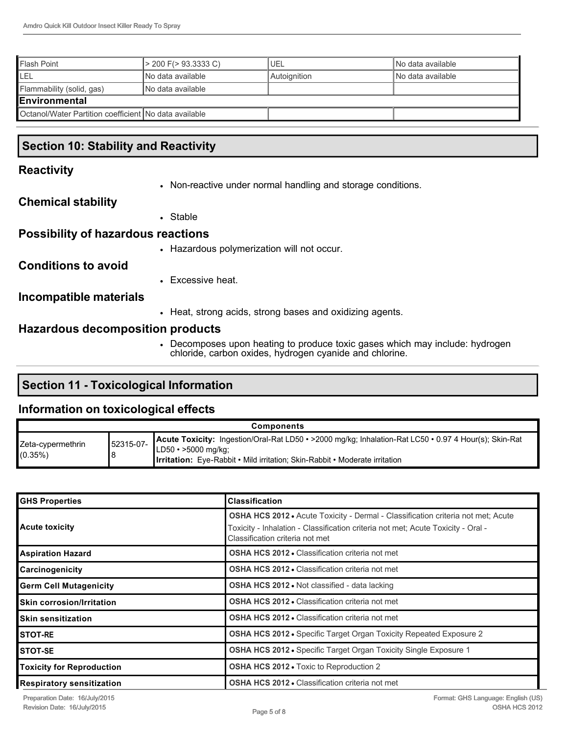| Flash Point | > 200 F(> 93.3333 C) | UEL | No data available |
|---|---|---|---|
| LEL | No data available | Autoignition | No data available |
| Flammability (solid, gas) | No data available | | |
| **Environmental** | | | |
| Octanol/Water Partition coefficient | No data available | | |

## Section 10: Stability and Reactivity

### Reactivity

- Non-reactive under normal handling and storage conditions.

### Chemical stability

- Stable

### Possibility of hazardous reactions

- Hazardous polymerization will not occur.

### Conditions to avoid

- Excessive heat.

### Incompatible materials

- Heat, strong acids, strong bases and oxidizing agents.

### Hazardous decomposition products

- Decomposes upon heating to produce toxic gases which may include: hydrogen chloride, carbon oxides, hydrogen cyanide and chlorine.

## Section 11 - Toxicological Information

### Information on toxicological effects

| Components | | |
|---|---|---|
| Zeta-cypermethrin (0.35%) | 52315-07-8 | **Acute Toxicity:** Ingestion/Oral-Rat LD50 • >2000 mg/kg; Inhalation-Rat LC50 • 0.97 4 Hour(s); Skin-Rat LD50 • >5000 mg/kg; **Irritation:** Eye-Rabbit • Mild irritation; Skin-Rabbit • Moderate irritation |

| GHS Properties | Classification |
|---|---|
| **Acute toxicity** | **OSHA HCS 2012** • Acute Toxicity - Dermal - Classification criteria not met; Acute Toxicity - Inhalation - Classification criteria not met; Acute Toxicity - Oral - Classification criteria not met |
| **Aspiration Hazard** | **OSHA HCS 2012** • Classification criteria not met |
| **Carcinogenicity** | **OSHA HCS 2012** • Classification criteria not met |
| **Germ Cell Mutagenicity** | **OSHA HCS 2012** • Not classified - data lacking |
| **Skin corrosion/Irritation** | **OSHA HCS 2012** • Classification criteria not met |
| **Skin sensitization** | **OSHA HCS 2012** • Classification criteria not met |
| **STOT-RE** | **OSHA HCS 2012** • Specific Target Organ Toxicity Repeated Exposure 2 |
| **STOT-SE** | **OSHA HCS 2012** • Specific Target Organ Toxicity Single Exposure 1 |
| **Toxicity for Reproduction** | **OSHA HCS 2012** • Toxic to Reproduction 2 |
| **Respiratory sensitization** | **OSHA HCS 2012** • Classification criteria not met |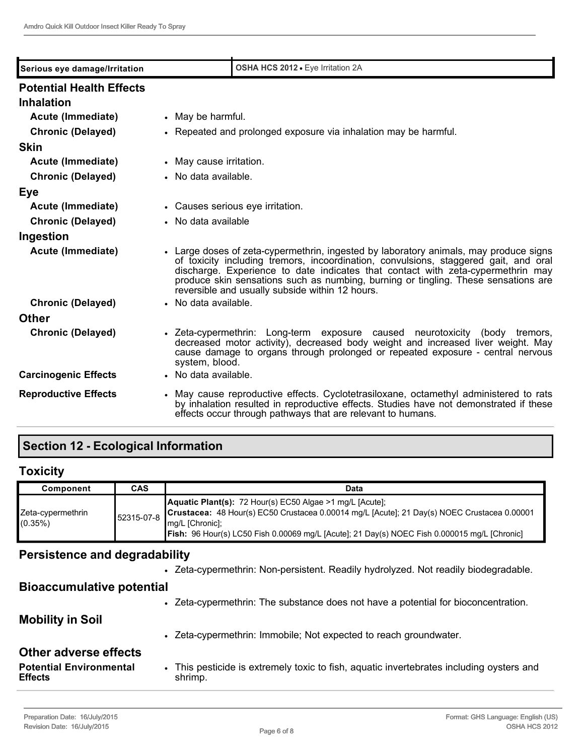| Serious eye damage/Irritation | OSHA HCS 2012 • Eye Irritation 2A |
|---|---|

## Potential Health Effects

### Inhalation

**Acute (Immediate)**
- May be harmful.

**Chronic (Delayed)**
- Repeated and prolonged exposure via inhalation may be harmful.

### Skin

**Acute (Immediate)**
- May cause irritation.

**Chronic (Delayed)**
- No data available.

### Eye

**Acute (Immediate)**
- Causes serious eye irritation.

**Chronic (Delayed)**
- No data available

### Ingestion

**Acute (Immediate)**
- Large doses of zeta-cypermethrin, ingested by laboratory animals, may produce signs of toxicity including tremors, incoordination, convulsions, staggered gait, and oral discharge. Experience to date indicates that contact with zeta-cypermethrin may produce skin sensations such as numbing, burning or tingling. These sensations are reversible and usually subside within 12 hours.

**Chronic (Delayed)**
- No data available.

### Other

**Chronic (Delayed)**
- Zeta-cypermethrin: Long-term exposure caused neurotoxicity (body tremors, decreased motor activity), decreased body weight and increased liver weight. May cause damage to organs through prolonged or repeated exposure - central nervous system, blood.

**Carcinogenic Effects**
- No data available.

**Reproductive Effects**
- May cause reproductive effects. Cyclotetrasiloxane, octamethyl administered to rats by inhalation resulted in reproductive effects. Studies have not demonstrated if these effects occur through pathways that are relevant to humans.

## Section 12 - Ecological Information

### Toxicity

| Component | CAS | Data |
|---|---|---|
| Zeta-cypermethrin (0.35%) | 52315-07-8 | **Aquatic Plant(s):** 72 Hour(s) EC50 Algae >1 mg/L [Acute]; **Crustacea:** 48 Hour(s) EC50 Crustacea 0.00014 mg/L [Acute]; 21 Day(s) NOEC Crustacea 0.00001 mg/L [Chronic]; **Fish:** 96 Hour(s) LC50 Fish 0.00069 mg/L [Acute]; 21 Day(s) NOEC Fish 0.000015 mg/L [Chronic] |

### Persistence and degradability

- Zeta-cypermethrin: Non-persistent. Readily hydrolyzed. Not readily biodegradable.

### Bioaccumulative potential

- Zeta-cypermethrin: The substance does not have a potential for bioconcentration.

### Mobility in Soil

- Zeta-cypermethrin: Immobile; Not expected to reach groundwater.

### Other adverse effects

**Potential Environmental Effects**
- This pesticide is extremely toxic to fish, aquatic invertebrates including oysters and shrimp.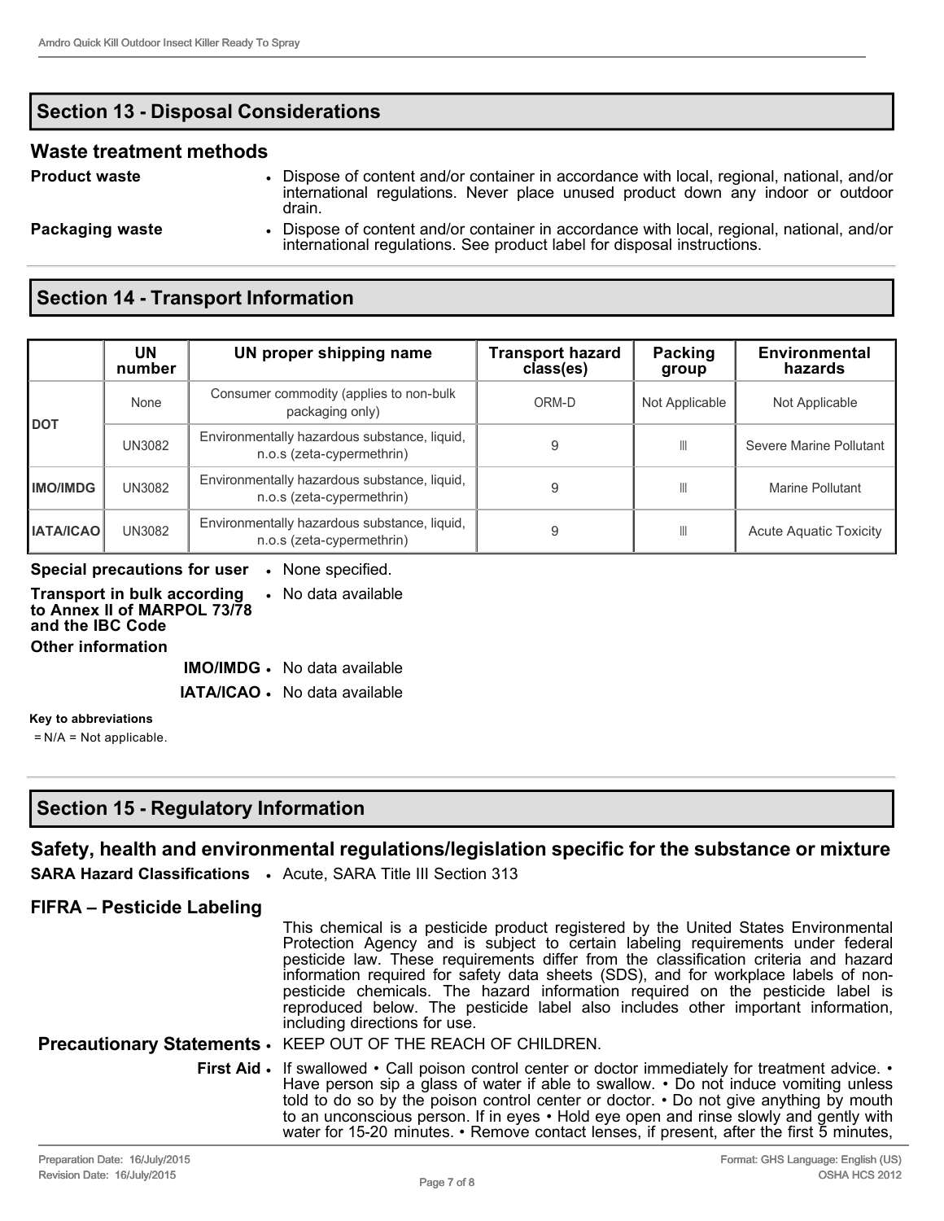## Section 13 - Disposal Considerations

### Waste treatment methods

**Product waste**
- Dispose of content and/or container in accordance with local, regional, national, and/or international regulations. Never place unused product down any indoor or outdoor drain.

**Packaging waste**
- Dispose of content and/or container in accordance with local, regional, national, and/or international regulations. See product label for disposal instructions.

## Section 14 - Transport Information

| | UN number | UN proper shipping name | Transport hazard class(es) | Packing group | Environmental hazards |
|---|---|---|---|---|---|
| **DOT** | None | Consumer commodity (applies to non-bulk packaging only) | ORM-D | Not Applicable | Not Applicable |
| | UN3082 | Environmentally hazardous substance, liquid, n.o.s (zeta-cypermethrin) | 9 | III | Severe Marine Pollutant |
| **IMO/IMDG** | UN3082 | Environmentally hazardous substance, liquid, n.o.s (zeta-cypermethrin) | 9 | III | Marine Pollutant |
| **IATA/ICAO** | UN3082 | Environmentally hazardous substance, liquid, n.o.s (zeta-cypermethrin) | 9 | III | Acute Aquatic Toxicity |

**Special precautions for user**
- None specified.

**Transport in bulk according to Annex II of MARPOL 73/78 and the IBC Code**
- No data available

**Other information**

**IMO/IMDG**
- No data available

**IATA/ICAO**
- No data available

**Key to abbreviations**

= N/A = Not applicable.

## Section 15 - Regulatory Information

### Safety, health and environmental regulations/legislation specific for the substance or mixture

**SARA Hazard Classifications**
- Acute, SARA Title III Section 313

### FIFRA – Pesticide Labeling

This chemical is a pesticide product registered by the United States Environmental Protection Agency and is subject to certain labeling requirements under federal pesticide law. These requirements differ from the classification criteria and hazard information required for safety data sheets (SDS), and for workplace labels of non-pesticide chemicals. The hazard information required on the pesticide label is reproduced below. The pesticide label also includes other important information, including directions for use.

**Precautionary Statements**
- KEEP OUT OF THE REACH OF CHILDREN.

**First Aid**
- If swallowed • Call poison control center or doctor immediately for treatment advice. • Have person sip a glass of water if able to swallow. • Do not induce vomiting unless told to do so by the poison control center or doctor. • Do not give anything by mouth to an unconscious person. If in eyes • Hold eye open and rinse slowly and gently with water for 15-20 minutes. • Remove contact lenses, if present, after the first 5 minutes,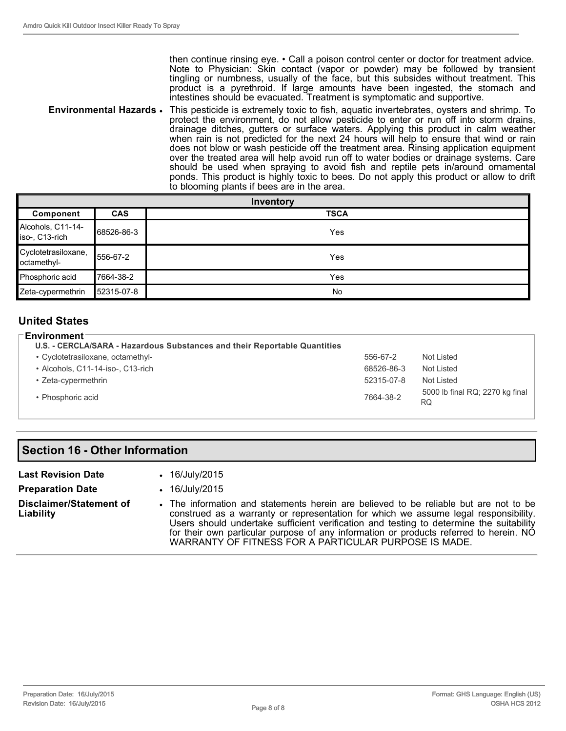then continue rinsing eye. • Call a poison control center or doctor for treatment advice. Note to Physician: Skin contact (vapor or powder) may be followed by transient tingling or numbness, usually of the face, but this subsides without treatment. This product is a pyrethroid. If large amounts have been ingested, the stomach and intestines should be evacuated. Treatment is symptomatic and supportive.

**Environmental Hazards** • This pesticide is extremely toxic to fish, aquatic invertebrates, oysters and shrimp. To protect the environment, do not allow pesticide to enter or run off into storm drains, drainage ditches, gutters or surface waters. Applying this product in calm weather when rain is not predicted for the next 24 hours will help to ensure that wind or rain does not blow or wash pesticide off the treatment area. Rinsing application equipment over the treated area will help avoid run off to water bodies or drainage systems. Care should be used when spraying to avoid fish and reptile pets in/around ornamental ponds. This product is highly toxic to bees. Do not apply this product or allow to drift to blooming plants if bees are in the area.

| Inventory | | |
|---|---|---|
| **Component** | **CAS** | **TSCA** |
| Alcohols, C11-14-iso-, C13-rich | 68526-86-3 | Yes |
| Cyclotetrasiloxane, octamethyl- | 556-67-2 | Yes |
| Phosphoric acid | 7664-38-2 | Yes |
| Zeta-cypermethrin | 52315-07-8 | No |

## United States

**Environment**

**U.S. - CERCLA/SARA - Hazardous Substances and their Reportable Quantities**

| | | |
|---|---|---|
| • Cyclotetrasiloxane, octamethyl- | 556-67-2 | Not Listed |
| • Alcohols, C11-14-iso-, C13-rich | 68526-86-3 | Not Listed |
| • Zeta-cypermethrin | 52315-07-8 | Not Listed |
| • Phosphoric acid | 7664-38-2 | 5000 lb final RQ; 2270 kg final RQ |

## Section 16 - Other Information

**Last Revision Date** • 16/July/2015

**Preparation Date** • 16/July/2015

**Disclaimer/Statement of Liability** • The information and statements herein are believed to be reliable but are not to be construed as a warranty or representation for which we assume legal responsibility. Users should undertake sufficient verification and testing to determine the suitability for their own particular purpose of any information or products referred to herein. NO WARRANTY OF FITNESS FOR A PARTICULAR PURPOSE IS MADE.